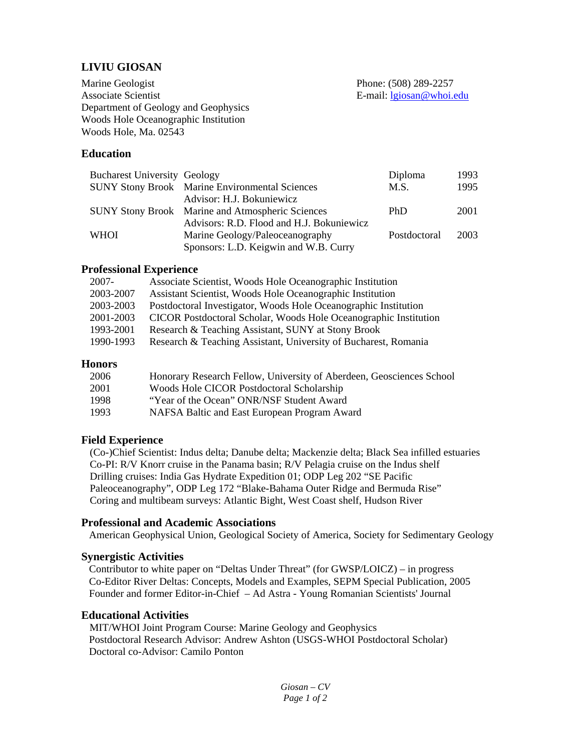# LIVIU GIOSAN

Marine Geologist
Associate Scientist
Department of Geology and Geophysics
Woods Hole Oceanographic Institution
Woods Hole, Ma. 02543

Phone: (508) 289-2257
E-mail: lgiosan@whoi.edu

## Education

| | | | |
|---|---|---|---|
| Bucharest University | Geology | Diploma | 1993 |
| SUNY Stony Brook | Marine Environmental Sciences<br>Advisor: H.J. Bokuniewicz | M.S. | 1995 |
| SUNY Stony Brook | Marine and Atmospheric Sciences<br>Advisors: R.D. Flood and H.J. Bokuniewicz | PhD | 2001 |
| WHOI | Marine Geology/Paleoceanography<br>Sponsors: L.D. Keigwin and W.B. Curry | Postdoctoral | 2003 |

## Professional Experience

| | |
|---|---|
| 2007- | Associate Scientist, Woods Hole Oceanographic Institution |
| 2003-2007 | Assistant Scientist, Woods Hole Oceanographic Institution |
| 2003-2003 | Postdoctoral Investigator, Woods Hole Oceanographic Institution |
| 2001-2003 | CICOR Postdoctoral Scholar, Woods Hole Oceanographic Institution |
| 1993-2001 | Research & Teaching Assistant, SUNY at Stony Brook |
| 1990-1993 | Research & Teaching Assistant, University of Bucharest, Romania |

## Honors

| | |
|---|---|
| 2006 | Honorary Research Fellow, University of Aberdeen, Geosciences School |
| 2001 | Woods Hole CICOR Postdoctoral Scholarship |
| 1998 | "Year of the Ocean" ONR/NSF Student Award |
| 1993 | NAFSA Baltic and East European Program Award |

## Field Experience

(Co-)Chief Scientist: Indus delta; Danube delta; Mackenzie delta; Black Sea infilled estuaries
Co-PI: R/V Knorr cruise in the Panama basin; R/V Pelagia cruise on the Indus shelf
Drilling cruises: India Gas Hydrate Expedition 01; ODP Leg 202 "SE Pacific Paleoceanography", ODP Leg 172 "Blake-Bahama Outer Ridge and Bermuda Rise"
Coring and multibeam surveys: Atlantic Bight, West Coast shelf, Hudson River

## Professional and Academic Associations

American Geophysical Union, Geological Society of America, Society for Sedimentary Geology

## Synergistic Activities

Contributor to white paper on "Deltas Under Threat" (for GWSP/LOICZ) – in progress
Co-Editor River Deltas: Concepts, Models and Examples, SEPM Special Publication, 2005
Founder and former Editor-in-Chief – Ad Astra - Young Romanian Scientists' Journal

## Educational Activities

MIT/WHOI Joint Program Course: Marine Geology and Geophysics
Postdoctoral Research Advisor: Andrew Ashton (USGS-WHOI Postdoctoral Scholar)
Doctoral co-Advisor: Camilo Ponton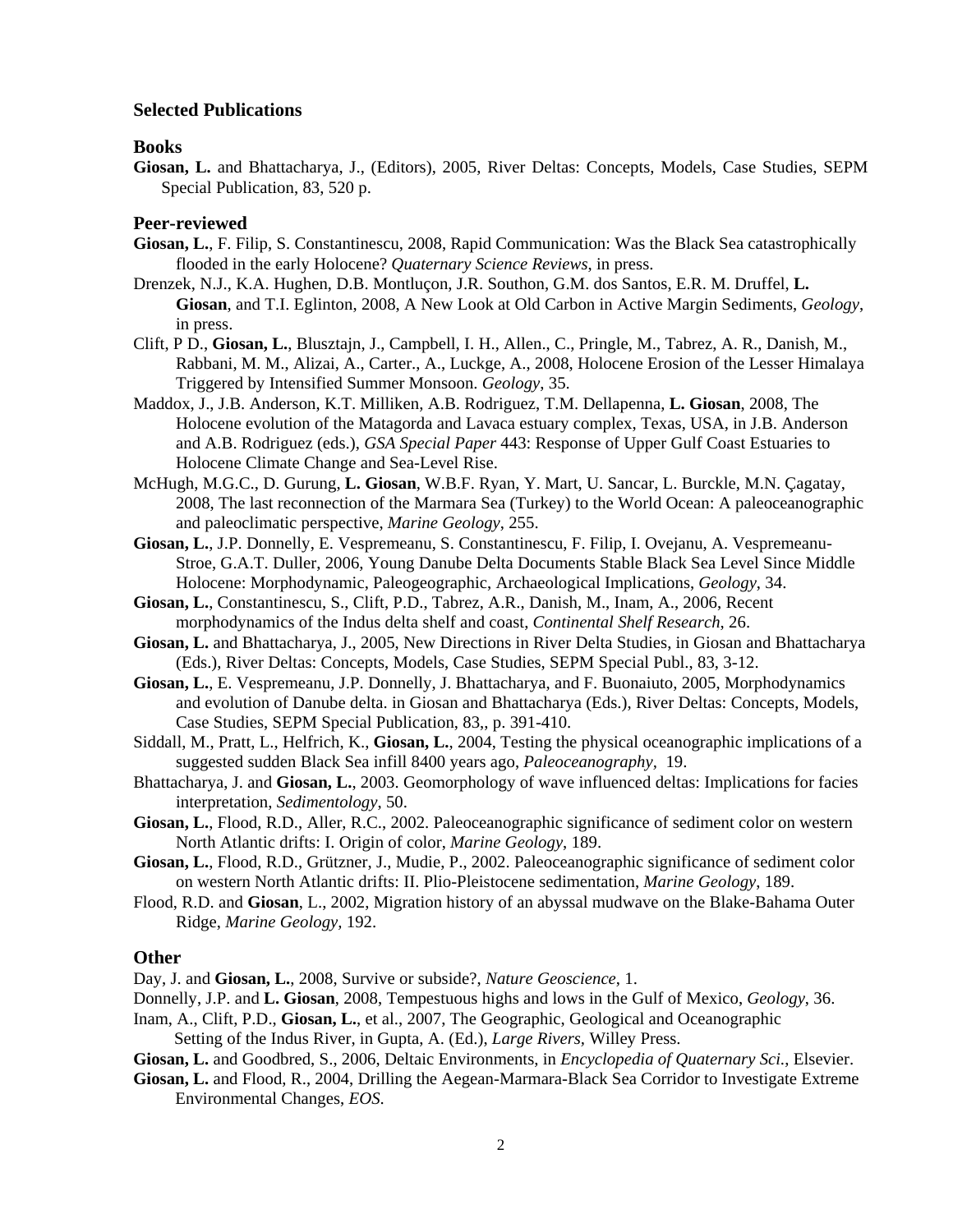## Selected Publications

### Books

**Giosan, L.** and Bhattacharya, J., (Editors), 2005, River Deltas: Concepts, Models, Case Studies, SEPM Special Publication, 83, 520 p.

### Peer-reviewed

**Giosan, L.**, F. Filip, S. Constantinescu, 2008, Rapid Communication: Was the Black Sea catastrophically flooded in the early Holocene? *Quaternary Science Reviews*, in press.

Drenzek, N.J., K.A. Hughen, D.B. Montluçon, J.R. Southon, G.M. dos Santos, E.R. M. Druffel, **L. Giosan**, and T.I. Eglinton, 2008, A New Look at Old Carbon in Active Margin Sediments, *Geology*, in press.

Clift, P D., **Giosan, L.**, Blusztajn, J., Campbell, I. H., Allen., C., Pringle, M., Tabrez, A. R., Danish, M., Rabbani, M. M., Alizai, A., Carter., A., Luckge, A., 2008, Holocene Erosion of the Lesser Himalaya Triggered by Intensified Summer Monsoon. *Geology*, 35.

Maddox, J., J.B. Anderson, K.T. Milliken, A.B. Rodriguez, T.M. Dellapenna, **L. Giosan**, 2008, The Holocene evolution of the Matagorda and Lavaca estuary complex, Texas, USA, in J.B. Anderson and A.B. Rodriguez (eds.), *GSA Special Paper* 443: Response of Upper Gulf Coast Estuaries to Holocene Climate Change and Sea-Level Rise.

McHugh, M.G.C., D. Gurung, **L. Giosan**, W.B.F. Ryan, Y. Mart, U. Sancar, L. Burckle, M.N. Çagatay, 2008, The last reconnection of the Marmara Sea (Turkey) to the World Ocean: A paleoceanographic and paleoclimatic perspective, *Marine Geology*, 255.

**Giosan, L.**, J.P. Donnelly, E. Vespremeanu, S. Constantinescu, F. Filip, I. Ovejanu, A. Vespremeanu-Stroe, G.A.T. Duller, 2006, Young Danube Delta Documents Stable Black Sea Level Since Middle Holocene: Morphodynamic, Paleogeographic, Archaeological Implications, *Geology*, 34.

**Giosan, L.**, Constantinescu, S., Clift, P.D., Tabrez, A.R., Danish, M., Inam, A., 2006, Recent morphodynamics of the Indus delta shelf and coast, *Continental Shelf Research*, 26.

**Giosan, L.** and Bhattacharya, J., 2005, New Directions in River Delta Studies, in Giosan and Bhattacharya (Eds.), River Deltas: Concepts, Models, Case Studies, SEPM Special Publ., 83, 3-12.

**Giosan, L.**, E. Vespremeanu, J.P. Donnelly, J. Bhattacharya, and F. Buonaiuto, 2005, Morphodynamics and evolution of Danube delta. in Giosan and Bhattacharya (Eds.), River Deltas: Concepts, Models, Case Studies, SEPM Special Publication, 83,, p. 391-410.

Siddall, M., Pratt, L., Helfrich, K., **Giosan, L.**, 2004, Testing the physical oceanographic implications of a suggested sudden Black Sea infill 8400 years ago, *Paleoceanography*, 19.

Bhattacharya, J. and **Giosan, L.**, 2003. Geomorphology of wave influenced deltas: Implications for facies interpretation, *Sedimentology*, 50.

**Giosan, L.**, Flood, R.D., Aller, R.C., 2002. Paleoceanographic significance of sediment color on western North Atlantic drifts: I. Origin of color, *Marine Geology*, 189.

**Giosan, L.**, Flood, R.D., Grützner, J., Mudie, P., 2002. Paleoceanographic significance of sediment color on western North Atlantic drifts: II. Plio-Pleistocene sedimentation, *Marine Geology*, 189.

Flood, R.D. and **Giosan**, L., 2002, Migration history of an abyssal mudwave on the Blake-Bahama Outer Ridge, *Marine Geology*, 192.

### Other

Day, J. and **Giosan, L.**, 2008, Survive or subside?, *Nature Geoscience*, 1.

Donnelly, J.P. and **L. Giosan**, 2008, Tempestuous highs and lows in the Gulf of Mexico, *Geology*, 36.

Inam, A., Clift, P.D., **Giosan, L.**, et al., 2007, The Geographic, Geological and Oceanographic Setting of the Indus River, in Gupta, A. (Ed.), *Large Rivers*, Willey Press.

**Giosan, L.** and Goodbred, S., 2006, Deltaic Environments, in *Encyclopedia of Quaternary Sci.*, Elsevier.

**Giosan, L.** and Flood, R., 2004, Drilling the Aegean-Marmara-Black Sea Corridor to Investigate Extreme Environmental Changes, *EOS*.